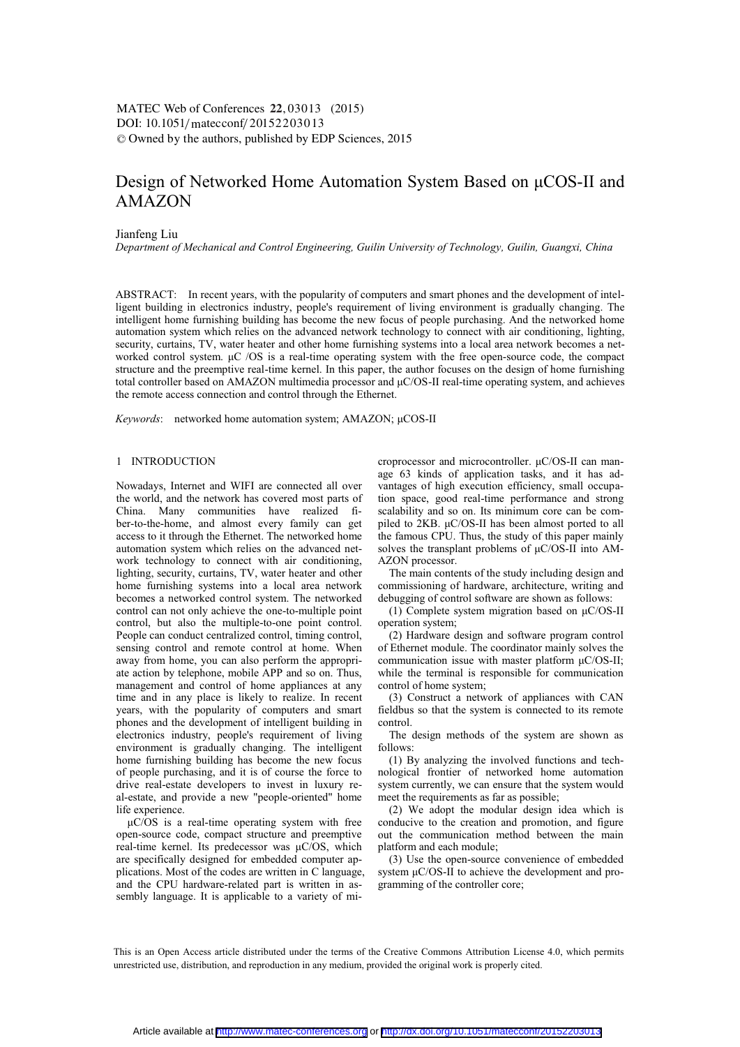# Design of Networked Home Automation System Based on μCOS-II and AMAZON

Jianfeng Liu

*Department of Mechanical and Control Engineering, Guilin University of Technology, Guilin, Guangxi, China*

ABSTRACT: In recent years, with the popularity of computers and smart phones and the development of intelligent building in electronics industry, people's requirement of living environment is gradually changing. The intelligent home furnishing building has become the new focus of people purchasing. And the networked home automation system which relies on the advanced network technology to connect with air conditioning, lighting, security, curtains, TV, water heater and other home furnishing systems into a local area network becomes a networked control system. μC /OS is a real-time operating system with the free open-source code, the compact structure and the preemptive real-time kernel. In this paper, the author focuses on the design of home furnishing total controller based on AMAZON multimedia processor and μC/OS-II real-time operating system, and achieves the remote access connection and control through the Ethernet.

*Keywords*: networked home automation system; AMAZON; μCOS-II

## 1 INTRODUCTION

Nowadays, Internet and WIFI are connected all over the world, and the network has covered most parts of China. Many communities have realized fiber-to-the-home, and almost every family can get access to it through the Ethernet. The networked home automation system which relies on the advanced network technology to connect with air conditioning, lighting, security, curtains, TV, water heater and other home furnishing systems into a local area network becomes a networked control system. The networked control can not only achieve the one-to-multiple point control, but also the multiple-to-one point control. People can conduct centralized control, timing control, sensing control and remote control at home. When away from home, you can also perform the appropriate action by telephone, mobile APP and so on. Thus, management and control of home appliances at any time and in any place is likely to realize. In recent years, with the popularity of computers and smart phones and the development of intelligent building in electronics industry, people's requirement of living environment is gradually changing. The intelligent home furnishing building has become the new focus of people purchasing, and it is of course the force to drive real-estate developers to invest in luxury real-estate, and provide a new "people-oriented" home life experience.

μC/OS is a real-time operating system with free open-source code, compact structure and preemptive real-time kernel. Its predecessor was μC/OS, which are specifically designed for embedded computer applications. Most of the codes are written in C language, and the CPU hardware-related part is written in assembly language. It is applicable to a variety of microprocessor and microcontroller. μC/OS-II can manage 63 kinds of application tasks, and it has advantages of high execution efficiency, small occupation space, good real-time performance and strong scalability and so on. Its minimum core can be compiled to 2KB. μC/OS-II has been almost ported to all the famous CPU. Thus, the study of this paper mainly solves the transplant problems of μC/OS-II into AMAZON processor.

The main contents of the study including design and commissioning of hardware, architecture, writing and debugging of control software are shown as follows:

(1) Complete system migration based on μC/OS-II operation system;

(2) Hardware design and software program control of Ethernet module. The coordinator mainly solves the communication issue with master platform μC/OS-II; while the terminal is responsible for communication control of home system;

(3) Construct a network of appliances with CAN fieldbus so that the system is connected to its remote control.

The design methods of the system are shown as follows:

(1) By analyzing the involved functions and technological frontier of networked home automation system currently, we can ensure that the system would meet the requirements as far as possible;

(2) We adopt the modular design idea which is conducive to the creation and promotion, and figure out the communication method between the main platform and each module;

(3) Use the open-source convenience of embedded system μC/OS-II to achieve the development and programming of the controller core;

This is an Open Access article distributed under the terms of the Creative Commons Attribution License 4.0, which permits unrestricted use, distribution, and reproduction in any medium, provided the original work is properly cited.

Article available at http://www.matec-conferences.org or http://dx.doi.org/10.1051/matecconf/20152203013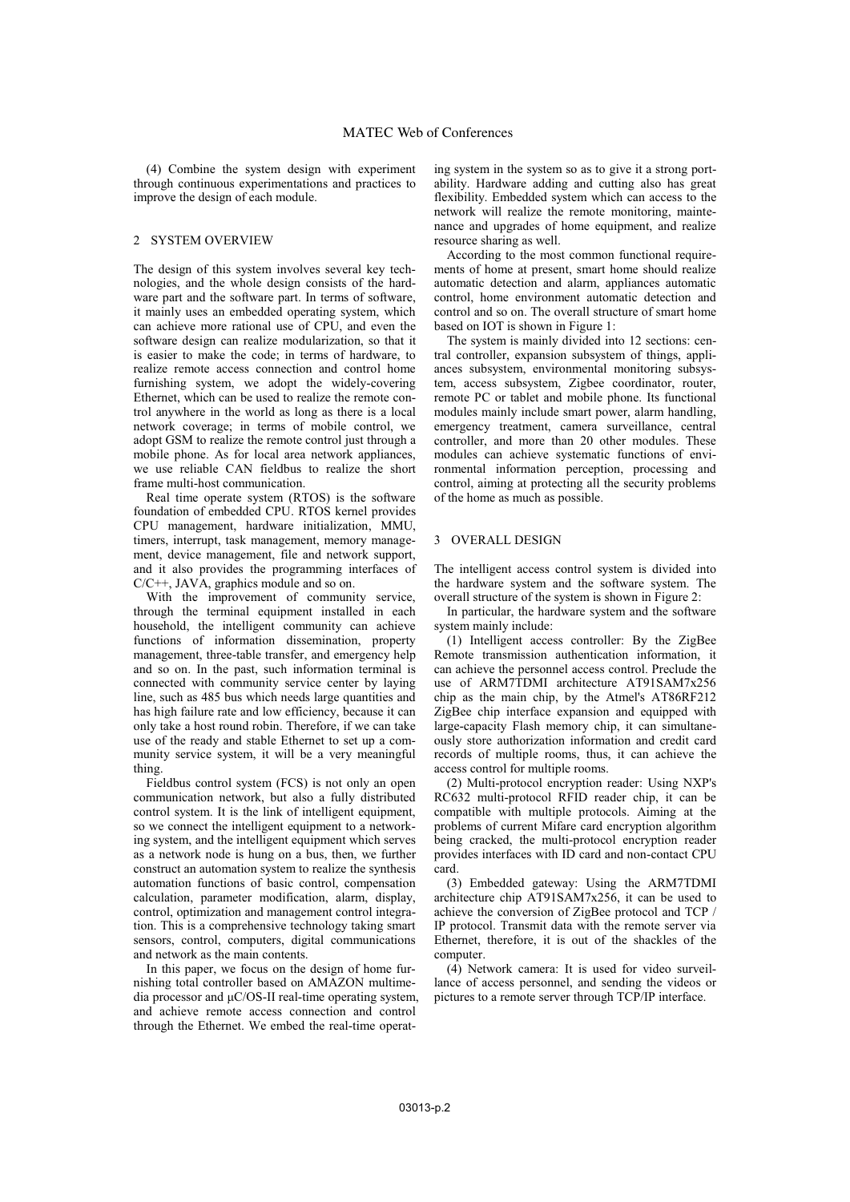(4) Combine the system design with experiment through continuous experimentations and practices to improve the design of each module.

## 2 SYSTEM OVERVIEW

The design of this system involves several key technologies, and the whole design consists of the hardware part and the software part. In terms of software, it mainly uses an embedded operating system, which can achieve more rational use of CPU, and even the software design can realize modularization, so that it is easier to make the code; in terms of hardware, to realize remote access connection and control home furnishing system, we adopt the widely-covering Ethernet, which can be used to realize the remote control anywhere in the world as long as there is a local network coverage; in terms of mobile control, we adopt GSM to realize the remote control just through a mobile phone. As for local area network appliances, we use reliable CAN fieldbus to realize the short frame multi-host communication.

Real time operate system (RTOS) is the software foundation of embedded CPU. RTOS kernel provides CPU management, hardware initialization, MMU, timers, interrupt, task management, memory management, device management, file and network support, and it also provides the programming interfaces of C/C++, JAVA, graphics module and so on.

With the improvement of community service, through the terminal equipment installed in each household, the intelligent community can achieve functions of information dissemination, property management, three-table transfer, and emergency help and so on. In the past, such information terminal is connected with community service center by laying line, such as 485 bus which needs large quantities and has high failure rate and low efficiency, because it can only take a host round robin. Therefore, if we can take use of the ready and stable Ethernet to set up a community service system, it will be a very meaningful thing.

Fieldbus control system (FCS) is not only an open communication network, but also a fully distributed control system. It is the link of intelligent equipment, so we connect the intelligent equipment to a networking system, and the intelligent equipment which serves as a network node is hung on a bus, then, we further construct an automation system to realize the synthesis automation functions of basic control, compensation calculation, parameter modification, alarm, display, control, optimization and management control integration. This is a comprehensive technology taking smart sensors, control, computers, digital communications and network as the main contents.

In this paper, we focus on the design of home furnishing total controller based on AMAZON multimedia processor and μC/OS-II real-time operating system, and achieve remote access connection and control through the Ethernet. We embed the real-time operating system in the system so as to give it a strong portability. Hardware adding and cutting also has great flexibility. Embedded system which can access to the network will realize the remote monitoring, maintenance and upgrades of home equipment, and realize resource sharing as well.

According to the most common functional requirements of home at present, smart home should realize automatic detection and alarm, appliances automatic control, home environment automatic detection and control and so on. The overall structure of smart home based on IOT is shown in Figure 1:

The system is mainly divided into 12 sections: central controller, expansion subsystem of things, appliances subsystem, environmental monitoring subsystem, access subsystem, Zigbee coordinator, router, remote PC or tablet and mobile phone. Its functional modules mainly include smart power, alarm handling, emergency treatment, camera surveillance, central controller, and more than 20 other modules. These modules can achieve systematic functions of environmental information perception, processing and control, aiming at protecting all the security problems of the home as much as possible.

## 3 OVERALL DESIGN

The intelligent access control system is divided into the hardware system and the software system. The overall structure of the system is shown in Figure 2:

In particular, the hardware system and the software system mainly include:

(1) Intelligent access controller: By the ZigBee Remote transmission authentication information, it can achieve the personnel access control. Preclude the use of ARM7TDMI architecture AT91SAM7x256 chip as the main chip, by the Atmel's AT86RF212 ZigBee chip interface expansion and equipped with large-capacity Flash memory chip, it can simultaneously store authorization information and credit card records of multiple rooms, thus, it can achieve the access control for multiple rooms.

(2) Multi-protocol encryption reader: Using NXP's RC632 multi-protocol RFID reader chip, it can be compatible with multiple protocols. Aiming at the problems of current Mifare card encryption algorithm being cracked, the multi-protocol encryption reader provides interfaces with ID card and non-contact CPU card.

(3) Embedded gateway: Using the ARM7TDMI architecture chip AT91SAM7x256, it can be used to achieve the conversion of ZigBee protocol and TCP / IP protocol. Transmit data with the remote server via Ethernet, therefore, it is out of the shackles of the computer.

(4) Network camera: It is used for video surveillance of access personnel, and sending the videos or pictures to a remote server through TCP/IP interface.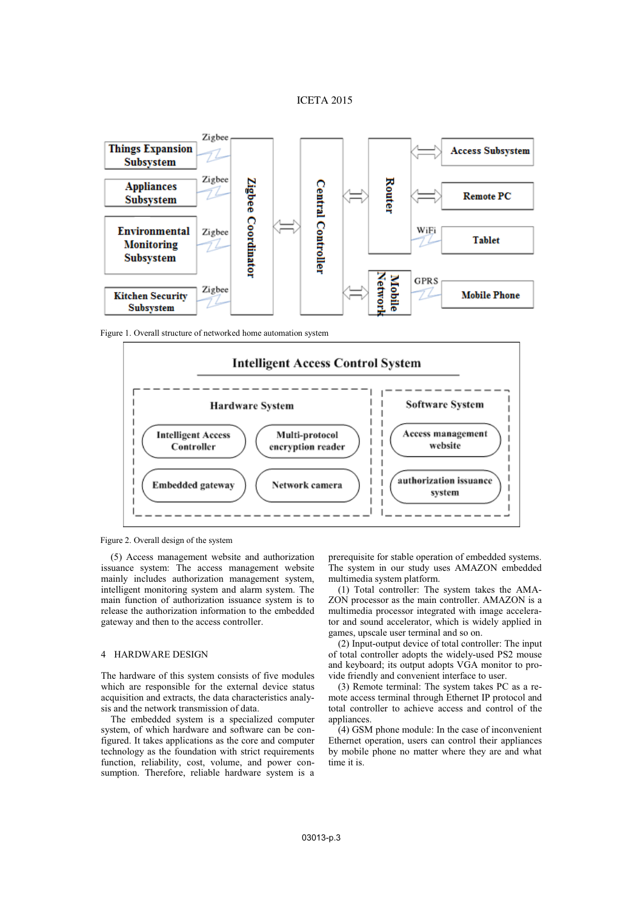Figure 1. Overall structure of networked home automation system

Figure 2. Overall design of the system

(5) Access management website and authorization issuance system: The access management website mainly includes authorization management system, intelligent monitoring system and alarm system. The main function of authorization issuance system is to release the authorization information to the embedded gateway and then to the access controller.

## 4 HARDWARE DESIGN

The hardware of this system consists of five modules which are responsible for the external device status acquisition and extracts, the data characteristics analysis and the network transmission of data.

The embedded system is a specialized computer system, of which hardware and software can be configured. It takes applications as the core and computer technology as the foundation with strict requirements function, reliability, cost, volume, and power consumption. Therefore, reliable hardware system is a prerequisite for stable operation of embedded systems. The system in our study uses AMAZON embedded multimedia system platform.

(1) Total controller: The system takes the AMAZON processor as the main controller. AMAZON is a multimedia processor integrated with image accelerator and sound accelerator, which is widely applied in games, upscale user terminal and so on.

(2) Input-output device of total controller: The input of total controller adopts the widely-used PS2 mouse and keyboard; its output adopts VGA monitor to provide friendly and convenient interface to user.

(3) Remote terminal: The system takes PC as a remote access terminal through Ethernet IP protocol and total controller to achieve access and control of the appliances.

(4) GSM phone module: In the case of inconvenient Ethernet operation, users can control their appliances by mobile phone no matter where they are and what time it is.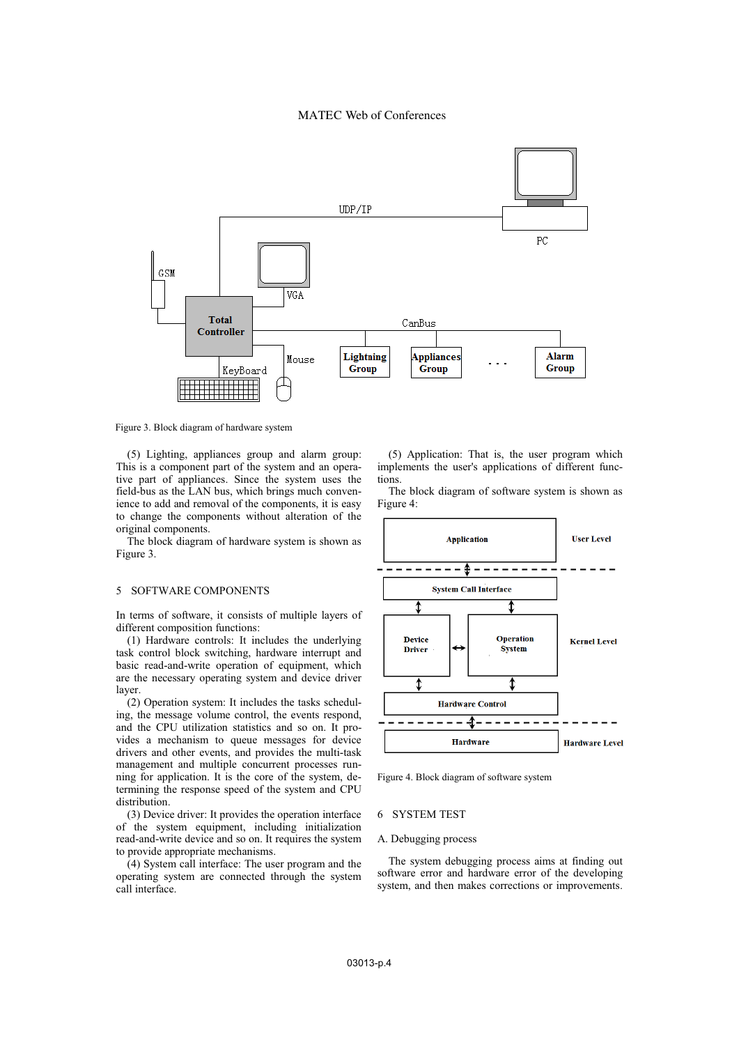Figure 3. Block diagram of hardware system

(5) Lighting, appliances group and alarm group: This is a component part of the system and an operative part of appliances. Since the system uses the field-bus as the LAN bus, which brings much convenience to add and removal of the components, it is easy to change the components without alteration of the original components.

The block diagram of hardware system is shown as Figure 3.

## 5 SOFTWARE COMPONENTS

In terms of software, it consists of multiple layers of different composition functions:

(1) Hardware controls: It includes the underlying task control block switching, hardware interrupt and basic read-and-write operation of equipment, which are the necessary operating system and device driver layer.

(2) Operation system: It includes the tasks scheduling, the message volume control, the events respond, and the CPU utilization statistics and so on. It provides a mechanism to queue messages for device drivers and other events, and provides the multi-task management and multiple concurrent processes running for application. It is the core of the system, determining the response speed of the system and CPU distribution.

(3) Device driver: It provides the operation interface of the system equipment, including initialization read-and-write device and so on. It requires the system to provide appropriate mechanisms.

(4) System call interface: The user program and the operating system are connected through the system call interface.

(5) Application: That is, the user program which implements the user's applications of different functions.

The block diagram of software system is shown as Figure 4:

Figure 4. Block diagram of software system

## 6 SYSTEM TEST

### A. Debugging process

The system debugging process aims at finding out software error and hardware error of the developing system, and then makes corrections or improvements.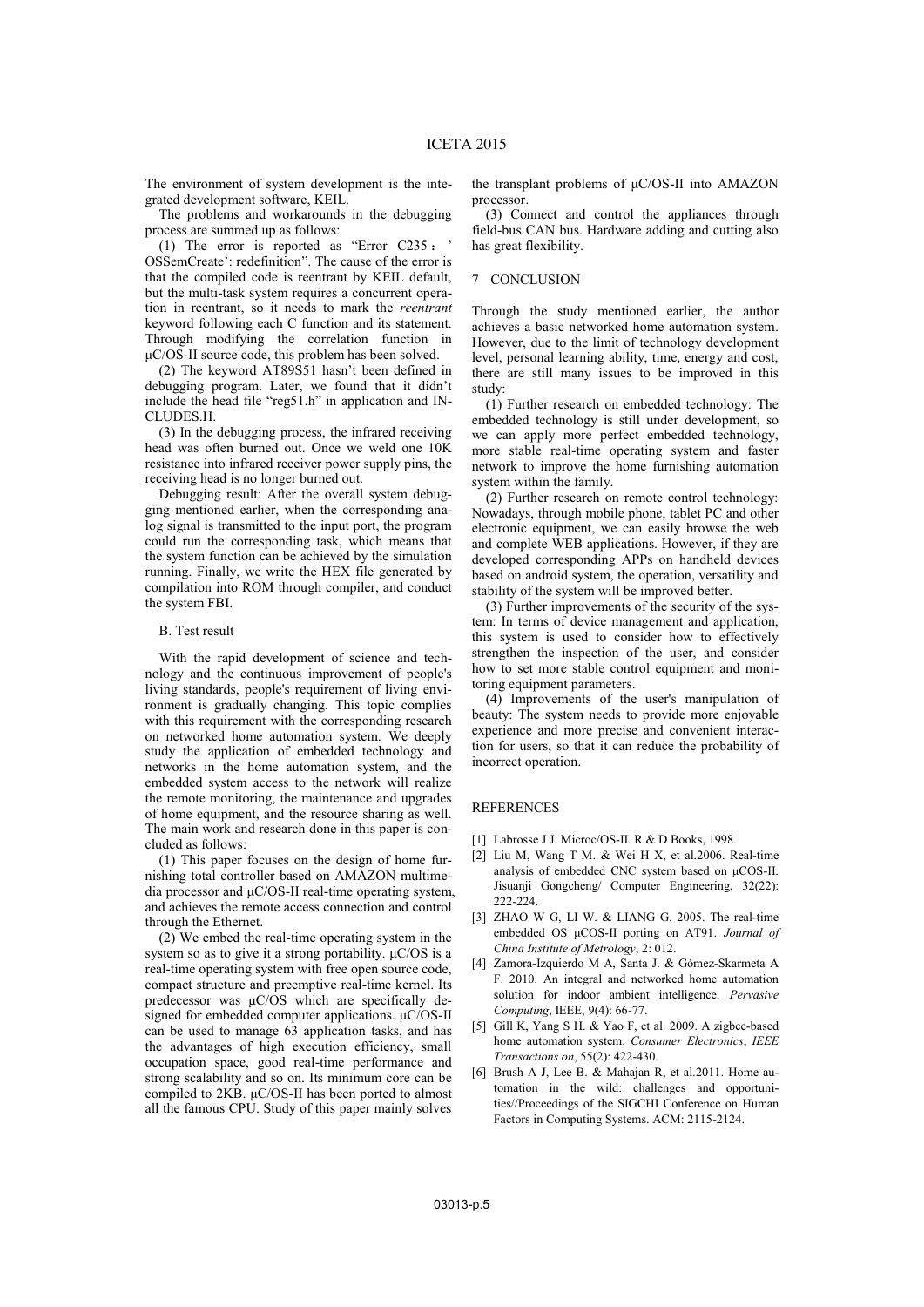The environment of system development is the integrated development software, KEIL.

The problems and workarounds in the debugging process are summed up as follows:

(1) The error is reported as "Error C235：' OSSemCreate': redefinition". The cause of the error is that the compiled code is reentrant by KEIL default, but the multi-task system requires a concurrent operation in reentrant, so it needs to mark the *reentrant* keyword following each C function and its statement. Through modifying the correlation function in μC/OS-II source code, this problem has been solved.

(2) The keyword AT89S51 hasn't been defined in debugging program. Later, we found that it didn't include the head file "reg51.h" in application and INCLUDES.H.

(3) In the debugging process, the infrared receiving head was often burned out. Once we weld one 10K resistance into infrared receiver power supply pins, the receiving head is no longer burned out.

Debugging result: After the overall system debugging mentioned earlier, when the corresponding analog signal is transmitted to the input port, the program could run the corresponding task, which means that the system function can be achieved by the simulation running. Finally, we write the HEX file generated by compilation into ROM through compiler, and conduct the system FBI.

B. Test result

With the rapid development of science and technology and the continuous improvement of people's living standards, people's requirement of living environment is gradually changing. This topic complies with this requirement with the corresponding research on networked home automation system. We deeply study the application of embedded technology and networks in the home automation system, and the embedded system access to the network will realize the remote monitoring, the maintenance and upgrades of home equipment, and the resource sharing as well. The main work and research done in this paper is concluded as follows:

(1) This paper focuses on the design of home furnishing total controller based on AMAZON multimedia processor and μC/OS-II real-time operating system, and achieves the remote access connection and control through the Ethernet.

(2) We embed the real-time operating system in the system so as to give it a strong portability. μC/OS is a real-time operating system with free open source code, compact structure and preemptive real-time kernel. Its predecessor was μC/OS which are specifically designed for embedded computer applications. μC/OS-II can be used to manage 63 application tasks, and has the advantages of high execution efficiency, small occupation space, good real-time performance and strong scalability and so on. Its minimum core can be compiled to 2KB. μC/OS-II has been ported to almost all the famous CPU. Study of this paper mainly solves the transplant problems of μC/OS-II into AMAZON processor.

(3) Connect and control the appliances through field-bus CAN bus. Hardware adding and cutting also has great flexibility.

## 7 CONCLUSION

Through the study mentioned earlier, the author achieves a basic networked home automation system. However, due to the limit of technology development level, personal learning ability, time, energy and cost, there are still many issues to be improved in this study:

(1) Further research on embedded technology: The embedded technology is still under development, so we can apply more perfect embedded technology, more stable real-time operating system and faster network to improve the home furnishing automation system within the family.

(2) Further research on remote control technology: Nowadays, through mobile phone, tablet PC and other electronic equipment, we can easily browse the web and complete WEB applications. However, if they are developed corresponding APPs on handheld devices based on android system, the operation, versatility and stability of the system will be improved better.

(3) Further improvements of the security of the system: In terms of device management and application, this system is used to consider how to effectively strengthen the inspection of the user, and consider how to set more stable control equipment and monitoring equipment parameters.

(4) Improvements of the user's manipulation of beauty: The system needs to provide more enjoyable experience and more precise and convenient interaction for users, so that it can reduce the probability of incorrect operation.

## REFERENCES

[1] Labrosse J J. Microc/OS-II. R & D Books, 1998.

[2] Liu M, Wang T M. & Wei H X, et al.2006. Real-time analysis of embedded CNC system based on μCOS-II. Jisuanji Gongcheng/ Computer Engineering, 32(22): 222-224.

[3] ZHAO W G, LI W. & LIANG G. 2005. The real-time embedded OS μCOS-II porting on AT91. *Journal of China Institute of Metrology*, 2: 012.

[4] Zamora-Izquierdo M A, Santa J. & Gómez-Skarmeta A F. 2010. An integral and networked home automation solution for indoor ambient intelligence. *Pervasive Computing*, IEEE, 9(4): 66-77.

[5] Gill K, Yang S H. & Yao F, et al. 2009. A zigbee-based home automation system. *Consumer Electronics*, *IEEE Transactions on*, 55(2): 422-430.

[6] Brush A J, Lee B. & Mahajan R, et al.2011. Home automation in the wild: challenges and opportunities//Proceedings of the SIGCHI Conference on Human Factors in Computing Systems. ACM: 2115-2124.